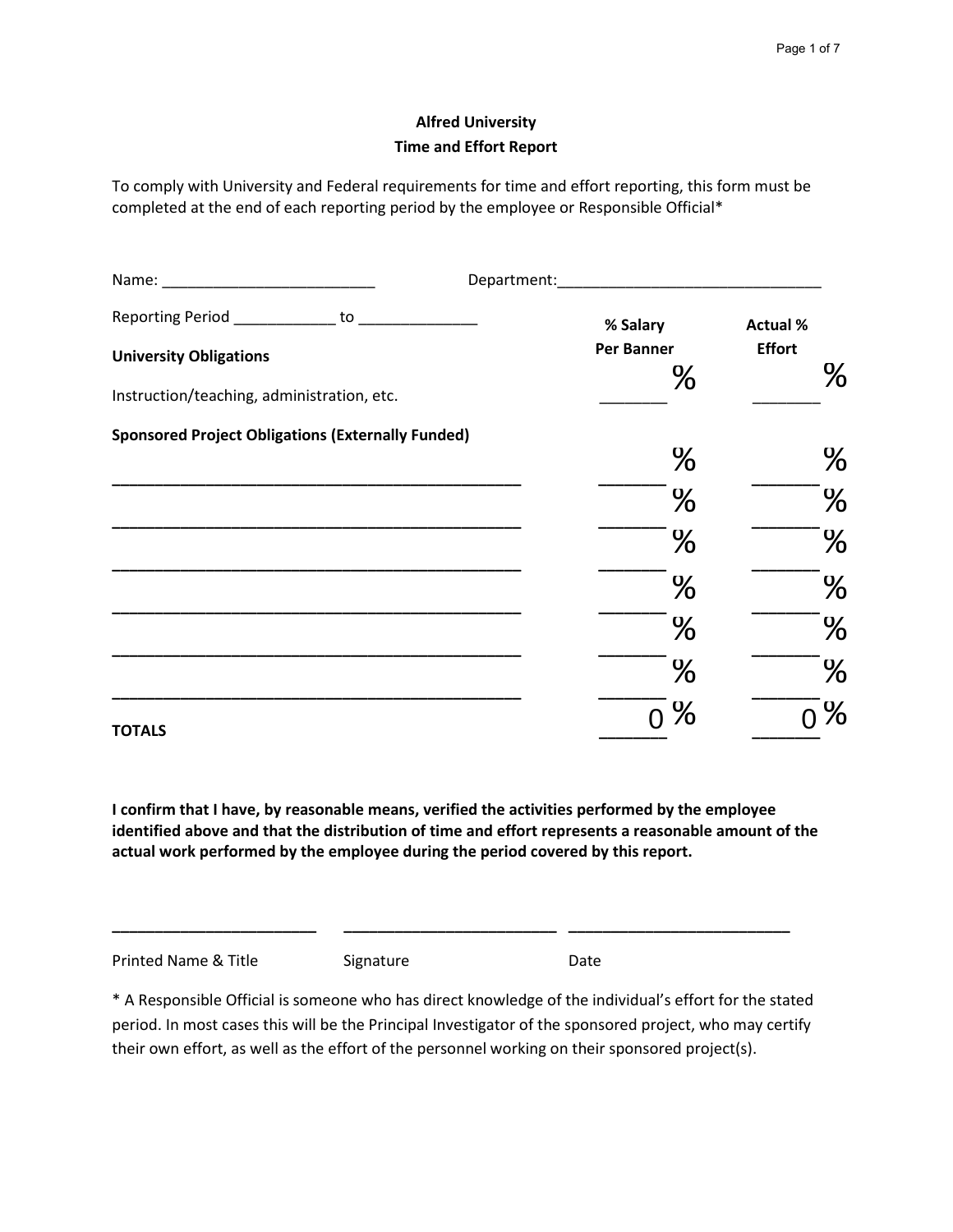**Alfred University**

**Time and Effort Report**

To comply with University and Federal requirements for time and effort reporting, this form must be completed at the end of each reporting period by the employee or Responsible Official*

Name: _________________________ Department:_______________________________

Reporting Period ____________ to ______________

| | **% Salary Per Banner** | **Actual % Effort** |
|---|---|---|
| **University Obligations** | | |
| Instruction/teaching, administration, etc. | _______ % | _______ % |
| **Sponsored Project Obligations (Externally Funded)** | | |
| _____________________________________________ | ______ % | ______ % |
| _____________________________________________ | ______ % | ______ % |
| _____________________________________________ | ______ % | ______ % |
| _____________________________________________ | ______ % | ______ % |
| _____________________________________________ | ______ % | ______ % |
| _____________________________________________ | ______ % | ______ % |
| **TOTALS** | 0 % | 0 % |

**I confirm that I have, by reasonable means, verified the activities performed by the employee identified above and that the distribution of time and effort represents a reasonable amount of the actual work performed by the employee during the period covered by this report.**

________________________ ________________________ ________________________

Printed Name & Title Signature Date

* A Responsible Official is someone who has direct knowledge of the individual's effort for the stated period. In most cases this will be the Principal Investigator of the sponsored project, who may certify their own effort, as well as the effort of the personnel working on their sponsored project(s).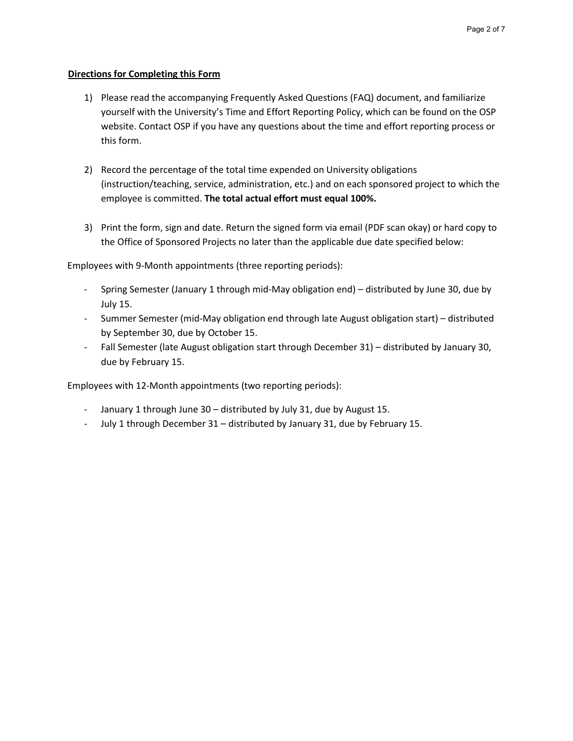**<u>Directions for Completing this Form</u>**

1) Please read the accompanying Frequently Asked Questions (FAQ) document, and familiarize yourself with the University's Time and Effort Reporting Policy, which can be found on the OSP website. Contact OSP if you have any questions about the time and effort reporting process or this form.

2) Record the percentage of the total time expended on University obligations (instruction/teaching, service, administration, etc.) and on each sponsored project to which the employee is committed. **The total actual effort must equal 100%.**

3) Print the form, sign and date. Return the signed form via email (PDF scan okay) or hard copy to the Office of Sponsored Projects no later than the applicable due date specified below:

Employees with 9-Month appointments (three reporting periods):

- Spring Semester (January 1 through mid-May obligation end) – distributed by June 30, due by July 15.
- Summer Semester (mid-May obligation end through late August obligation start) – distributed by September 30, due by October 15.
- Fall Semester (late August obligation start through December 31) – distributed by January 30, due by February 15.

Employees with 12-Month appointments (two reporting periods):

- January 1 through June 30 – distributed by July 31, due by August 15.
- July 1 through December 31 – distributed by January 31, due by February 15.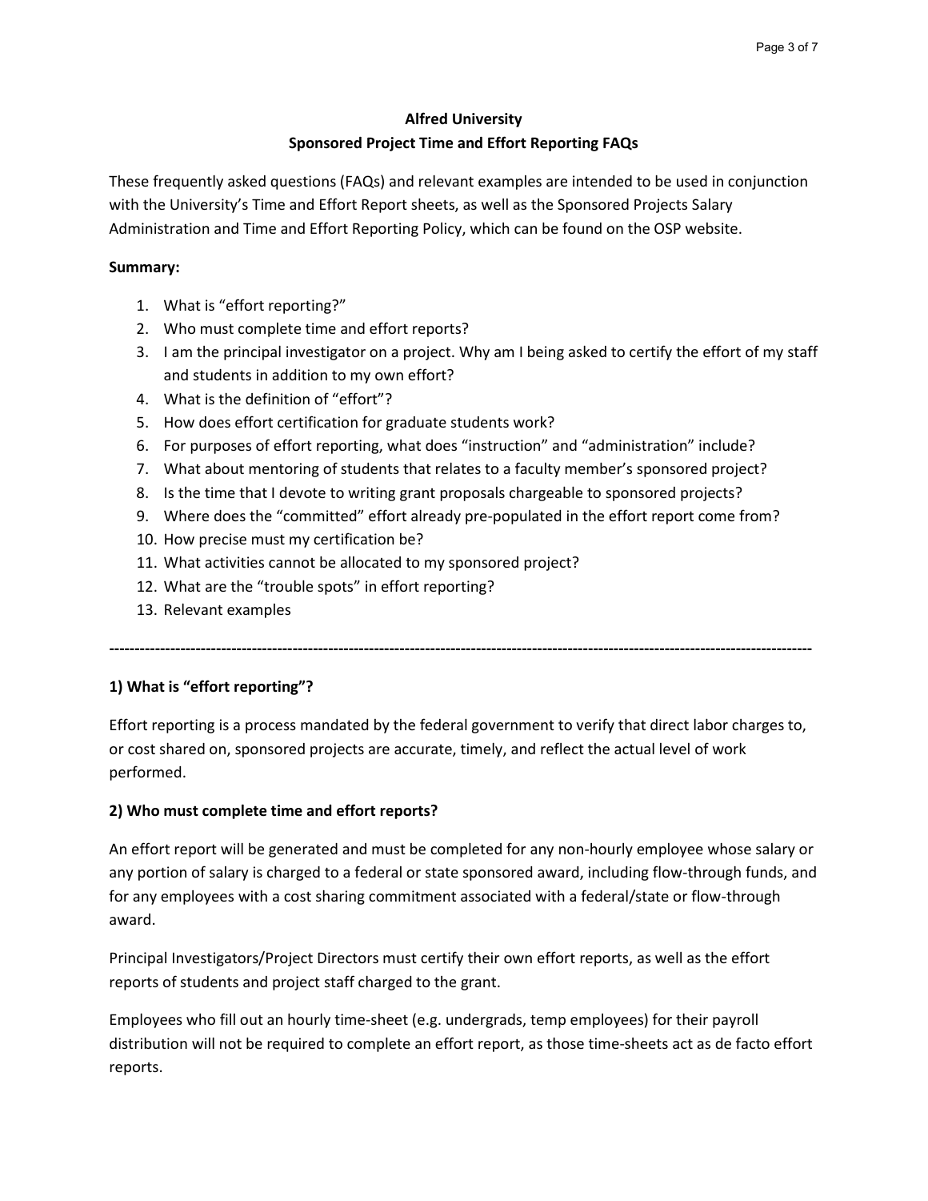**Alfred University**

**Sponsored Project Time and Effort Reporting FAQs**

These frequently asked questions (FAQs) and relevant examples are intended to be used in conjunction with the University's Time and Effort Report sheets, as well as the Sponsored Projects Salary Administration and Time and Effort Reporting Policy, which can be found on the OSP website.

**Summary:**

1. What is "effort reporting?"
2. Who must complete time and effort reports?
3. I am the principal investigator on a project. Why am I being asked to certify the effort of my staff and students in addition to my own effort?
4. What is the definition of "effort"?
5. How does effort certification for graduate students work?
6. For purposes of effort reporting, what does "instruction" and "administration" include?
7. What about mentoring of students that relates to a faculty member's sponsored project?
8. Is the time that I devote to writing grant proposals chargeable to sponsored projects?
9. Where does the "committed" effort already pre-populated in the effort report come from?
10. How precise must my certification be?
11. What activities cannot be allocated to my sponsored project?
12. What are the "trouble spots" in effort reporting?
13. Relevant examples

---

**1) What is "effort reporting"?**

Effort reporting is a process mandated by the federal government to verify that direct labor charges to, or cost shared on, sponsored projects are accurate, timely, and reflect the actual level of work performed.

**2) Who must complete time and effort reports?**

An effort report will be generated and must be completed for any non-hourly employee whose salary or any portion of salary is charged to a federal or state sponsored award, including flow-through funds, and for any employees with a cost sharing commitment associated with a federal/state or flow-through award.

Principal Investigators/Project Directors must certify their own effort reports, as well as the effort reports of students and project staff charged to the grant.

Employees who fill out an hourly time-sheet (e.g. undergrads, temp employees) for their payroll distribution will not be required to complete an effort report, as those time-sheets act as de facto effort reports.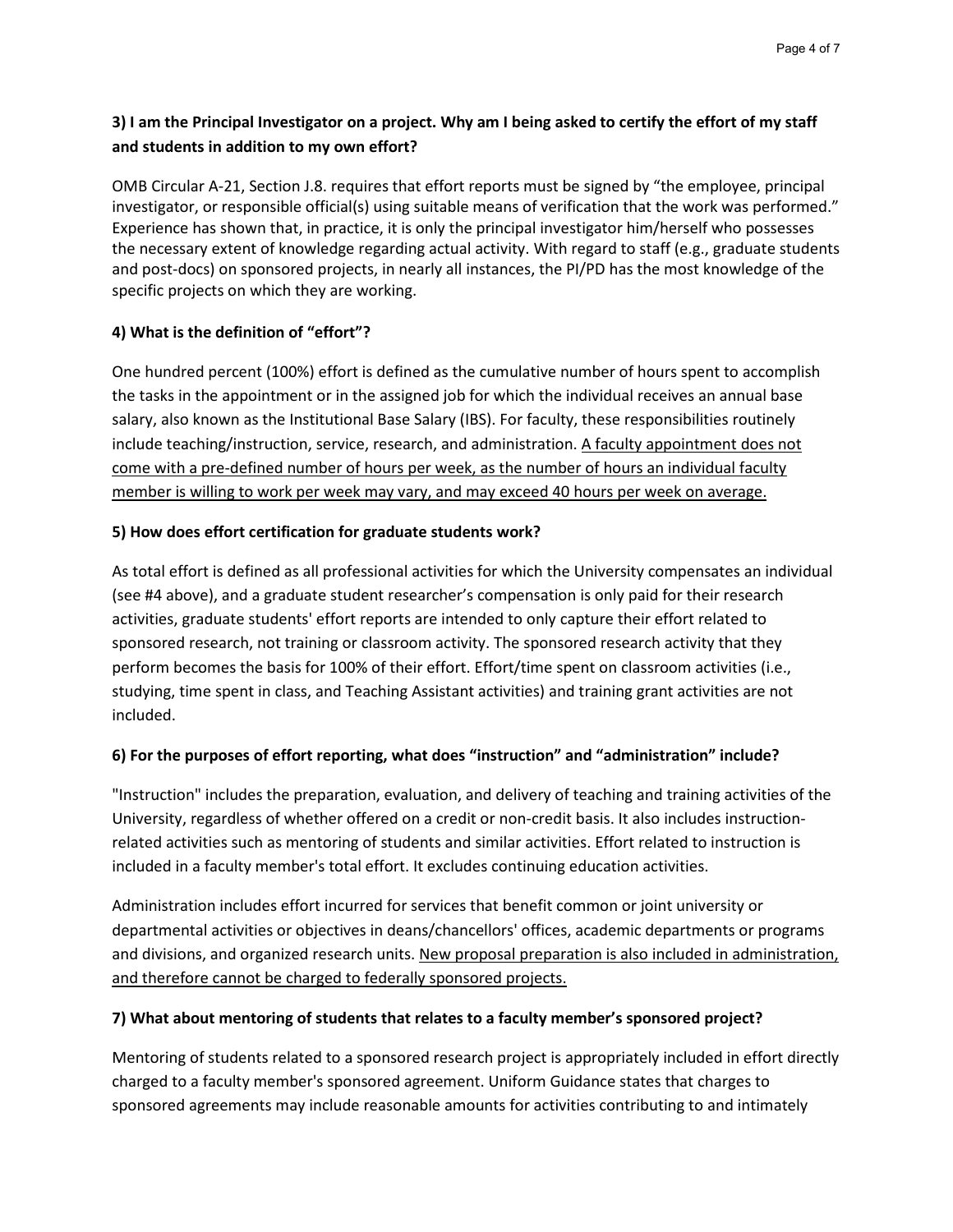### 3) I am the Principal Investigator on a project. Why am I being asked to certify the effort of my staff and students in addition to my own effort?

OMB Circular A-21, Section J.8. requires that effort reports must be signed by "the employee, principal investigator, or responsible official(s) using suitable means of verification that the work was performed." Experience has shown that, in practice, it is only the principal investigator him/herself who possesses the necessary extent of knowledge regarding actual activity. With regard to staff (e.g., graduate students and post-docs) on sponsored projects, in nearly all instances, the PI/PD has the most knowledge of the specific projects on which they are working.

### 4) What is the definition of "effort"?

One hundred percent (100%) effort is defined as the cumulative number of hours spent to accomplish the tasks in the appointment or in the assigned job for which the individual receives an annual base salary, also known as the Institutional Base Salary (IBS). For faculty, these responsibilities routinely include teaching/instruction, service, research, and administration. <u>A faculty appointment does not come with a pre-defined number of hours per week, as the number of hours an individual faculty member is willing to work per week may vary, and may exceed 40 hours per week on average.</u>

### 5) How does effort certification for graduate students work?

As total effort is defined as all professional activities for which the University compensates an individual (see #4 above), and a graduate student researcher's compensation is only paid for their research activities, graduate students' effort reports are intended to only capture their effort related to sponsored research, not training or classroom activity. The sponsored research activity that they perform becomes the basis for 100% of their effort. Effort/time spent on classroom activities (i.e., studying, time spent in class, and Teaching Assistant activities) and training grant activities are not included.

### 6) For the purposes of effort reporting, what does "instruction" and "administration" include?

"Instruction" includes the preparation, evaluation, and delivery of teaching and training activities of the University, regardless of whether offered on a credit or non-credit basis. It also includes instruction-related activities such as mentoring of students and similar activities. Effort related to instruction is included in a faculty member's total effort. It excludes continuing education activities.

Administration includes effort incurred for services that benefit common or joint university or departmental activities or objectives in deans/chancellors' offices, academic departments or programs and divisions, and organized research units. <u>New proposal preparation is also included in administration, and therefore cannot be charged to federally sponsored projects.</u>

### 7) What about mentoring of students that relates to a faculty member's sponsored project?

Mentoring of students related to a sponsored research project is appropriately included in effort directly charged to a faculty member's sponsored agreement. Uniform Guidance states that charges to sponsored agreements may include reasonable amounts for activities contributing to and intimately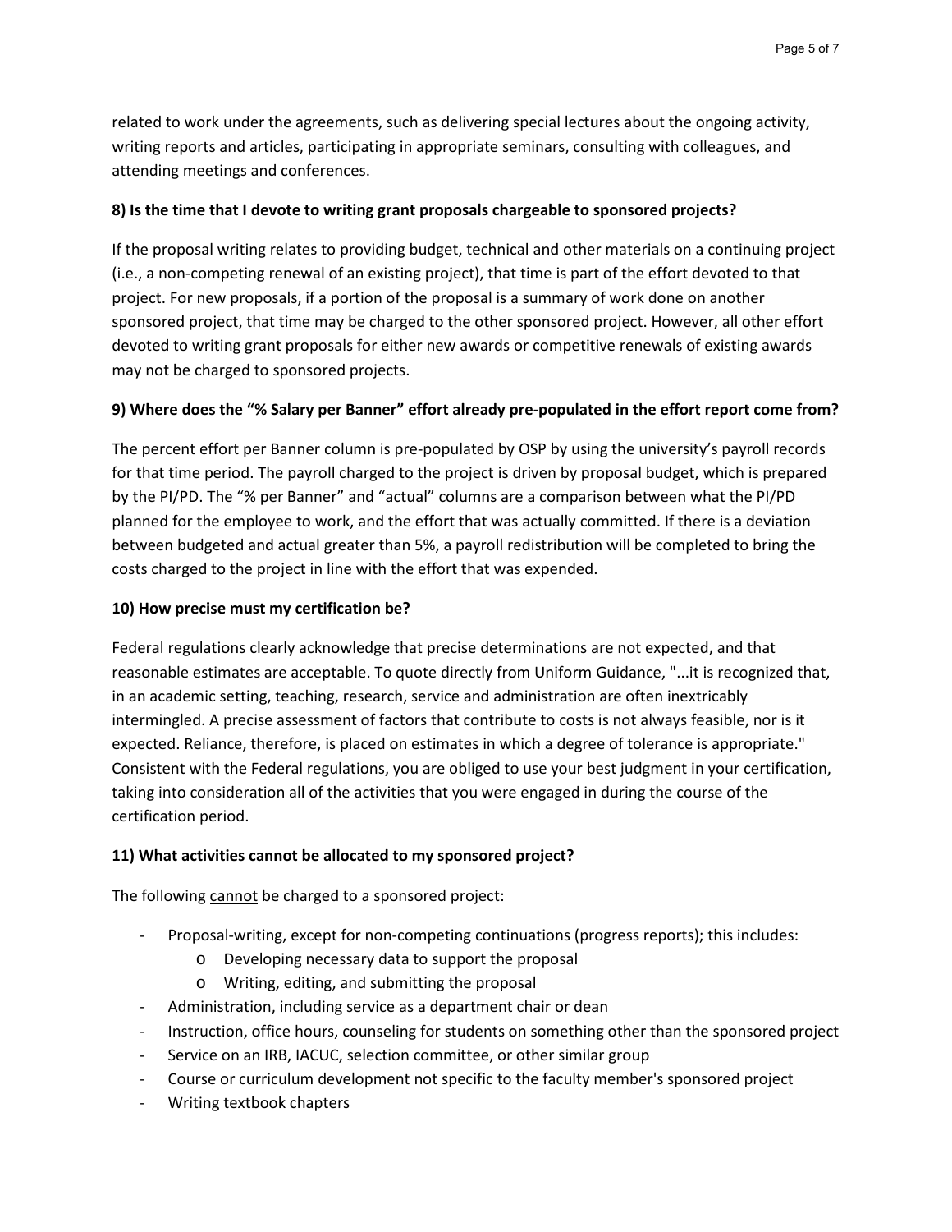related to work under the agreements, such as delivering special lectures about the ongoing activity, writing reports and articles, participating in appropriate seminars, consulting with colleagues, and attending meetings and conferences.

**8) Is the time that I devote to writing grant proposals chargeable to sponsored projects?**

If the proposal writing relates to providing budget, technical and other materials on a continuing project (i.e., a non-competing renewal of an existing project), that time is part of the effort devoted to that project. For new proposals, if a portion of the proposal is a summary of work done on another sponsored project, that time may be charged to the other sponsored project. However, all other effort devoted to writing grant proposals for either new awards or competitive renewals of existing awards may not be charged to sponsored projects.

**9) Where does the "% Salary per Banner" effort already pre-populated in the effort report come from?**

The percent effort per Banner column is pre-populated by OSP by using the university's payroll records for that time period. The payroll charged to the project is driven by proposal budget, which is prepared by the PI/PD. The "% per Banner" and "actual" columns are a comparison between what the PI/PD planned for the employee to work, and the effort that was actually committed. If there is a deviation between budgeted and actual greater than 5%, a payroll redistribution will be completed to bring the costs charged to the project in line with the effort that was expended.

**10) How precise must my certification be?**

Federal regulations clearly acknowledge that precise determinations are not expected, and that reasonable estimates are acceptable. To quote directly from Uniform Guidance, "...it is recognized that, in an academic setting, teaching, research, service and administration are often inextricably intermingled. A precise assessment of factors that contribute to costs is not always feasible, nor is it expected. Reliance, therefore, is placed on estimates in which a degree of tolerance is appropriate." Consistent with the Federal regulations, you are obliged to use your best judgment in your certification, taking into consideration all of the activities that you were engaged in during the course of the certification period.

**11) What activities cannot be allocated to my sponsored project?**

The following <u>cannot</u> be charged to a sponsored project:

- Proposal-writing, except for non-competing continuations (progress reports); this includes:
  - Developing necessary data to support the proposal
  - Writing, editing, and submitting the proposal
- Administration, including service as a department chair or dean
- Instruction, office hours, counseling for students on something other than the sponsored project
- Service on an IRB, IACUC, selection committee, or other similar group
- Course or curriculum development not specific to the faculty member's sponsored project
- Writing textbook chapters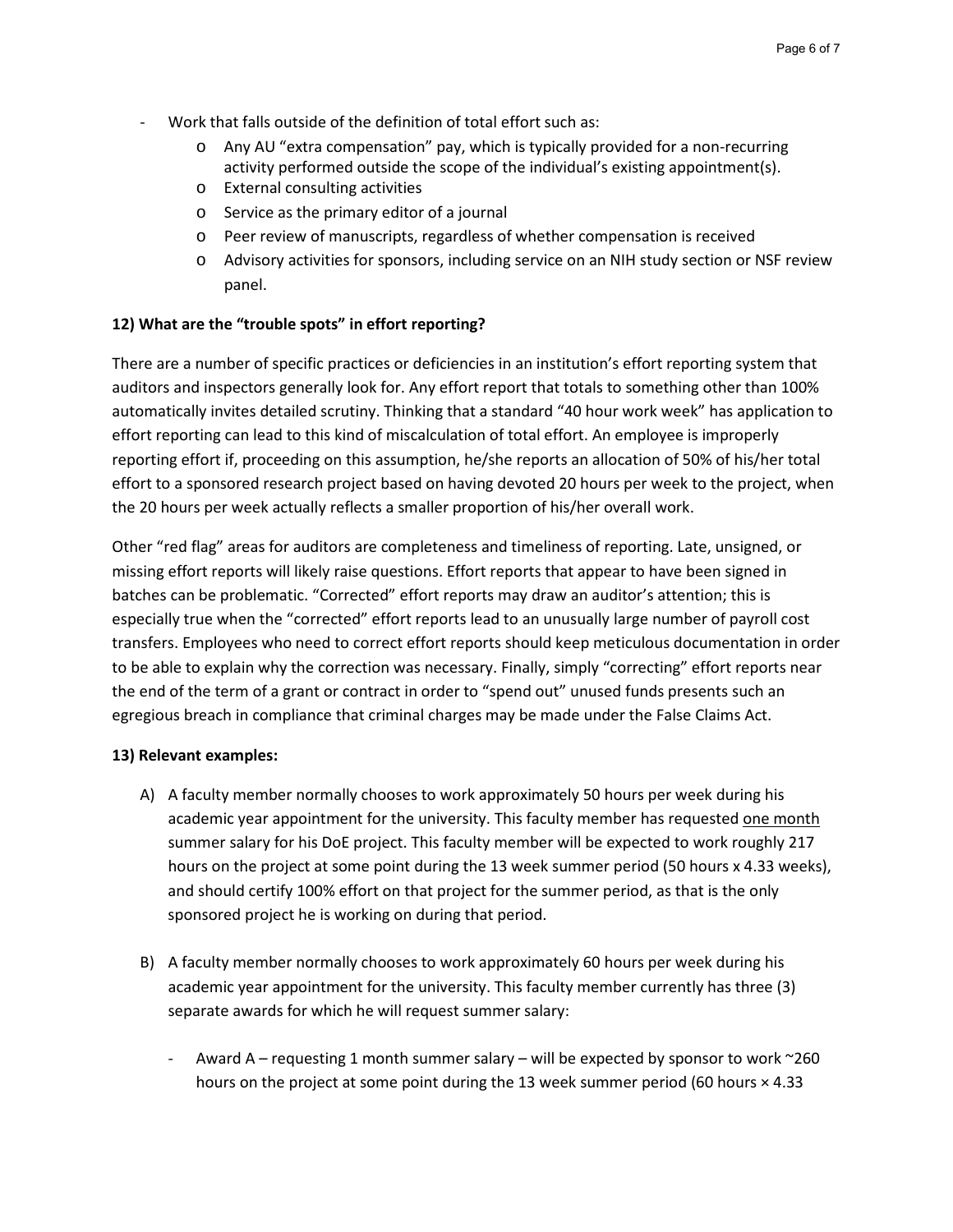- Work that falls outside of the definition of total effort such as:
    - Any AU "extra compensation" pay, which is typically provided for a non-recurring activity performed outside the scope of the individual's existing appointment(s).
    - External consulting activities
    - Service as the primary editor of a journal
    - Peer review of manuscripts, regardless of whether compensation is received
    - Advisory activities for sponsors, including service on an NIH study section or NSF review panel.

**12) What are the "trouble spots" in effort reporting?**

There are a number of specific practices or deficiencies in an institution's effort reporting system that auditors and inspectors generally look for. Any effort report that totals to something other than 100% automatically invites detailed scrutiny. Thinking that a standard "40 hour work week" has application to effort reporting can lead to this kind of miscalculation of total effort. An employee is improperly reporting effort if, proceeding on this assumption, he/she reports an allocation of 50% of his/her total effort to a sponsored research project based on having devoted 20 hours per week to the project, when the 20 hours per week actually reflects a smaller proportion of his/her overall work.

Other "red flag" areas for auditors are completeness and timeliness of reporting. Late, unsigned, or missing effort reports will likely raise questions. Effort reports that appear to have been signed in batches can be problematic. "Corrected" effort reports may draw an auditor's attention; this is especially true when the "corrected" effort reports lead to an unusually large number of payroll cost transfers. Employees who need to correct effort reports should keep meticulous documentation in order to be able to explain why the correction was necessary. Finally, simply "correcting" effort reports near the end of the term of a grant or contract in order to "spend out" unused funds presents such an egregious breach in compliance that criminal charges may be made under the False Claims Act.

**13) Relevant examples:**

A) A faculty member normally chooses to work approximately 50 hours per week during his academic year appointment for the university. This faculty member has requested <u>one month</u> summer salary for his DoE project. This faculty member will be expected to work roughly 217 hours on the project at some point during the 13 week summer period (50 hours x 4.33 weeks), and should certify 100% effort on that project for the summer period, as that is the only sponsored project he is working on during that period.

B) A faculty member normally chooses to work approximately 60 hours per week during his academic year appointment for the university. This faculty member currently has three (3) separate awards for which he will request summer salary:

   - Award A – requesting 1 month summer salary – will be expected by sponsor to work ~260 hours on the project at some point during the 13 week summer period (60 hours × 4.33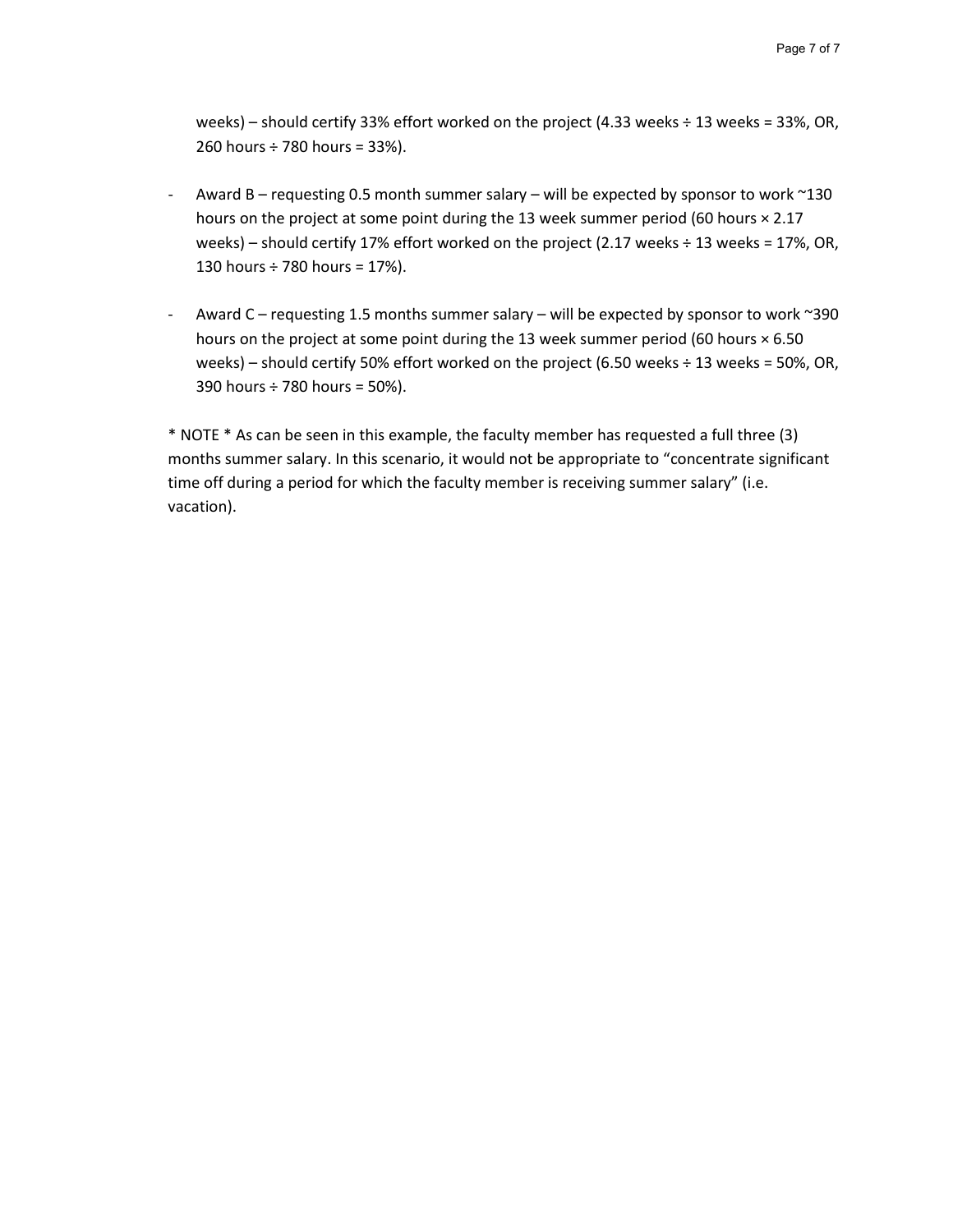weeks) – should certify 33% effort worked on the project (4.33 weeks ÷ 13 weeks = 33%, OR, 260 hours ÷ 780 hours = 33%).

- Award B – requesting 0.5 month summer salary – will be expected by sponsor to work ~130 hours on the project at some point during the 13 week summer period (60 hours × 2.17 weeks) – should certify 17% effort worked on the project (2.17 weeks ÷ 13 weeks = 17%, OR, 130 hours ÷ 780 hours = 17%).

- Award C – requesting 1.5 months summer salary – will be expected by sponsor to work ~390 hours on the project at some point during the 13 week summer period (60 hours × 6.50 weeks) – should certify 50% effort worked on the project (6.50 weeks ÷ 13 weeks = 50%, OR, 390 hours ÷ 780 hours = 50%).

* NOTE * As can be seen in this example, the faculty member has requested a full three (3) months summer salary. In this scenario, it would not be appropriate to "concentrate significant time off during a period for which the faculty member is receiving summer salary" (i.e. vacation).